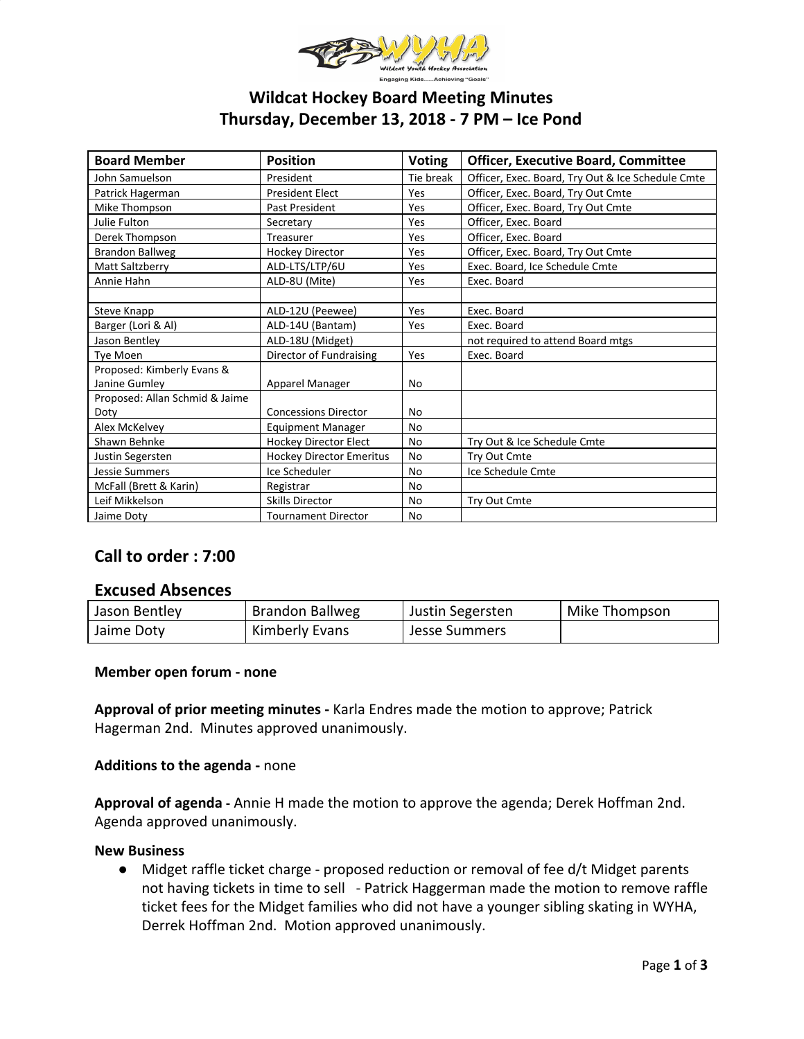# Wildcat Hockey Board Meeting Minutes
## Thursday, December 13, 2018 - 7 PM – Ice Pond

| Board Member | Position | Voting | Officer, Executive Board, Committee |
|---|---|---|---|
| John Samuelson | President | Tie break | Officer, Exec. Board, Try Out & Ice Schedule Cmte |
| Patrick Hagerman | President Elect | Yes | Officer, Exec. Board, Try Out Cmte |
| Mike Thompson | Past President | Yes | Officer, Exec. Board, Try Out Cmte |
| Julie Fulton | Secretary | Yes | Officer, Exec. Board |
| Derek Thompson | Treasurer | Yes | Officer, Exec. Board |
| Brandon Ballweg | Hockey Director | Yes | Officer, Exec. Board, Try Out Cmte |
| Matt Saltzberry | ALD-LTS/LTP/6U | Yes | Exec. Board, Ice Schedule Cmte |
| Annie Hahn | ALD-8U (Mite) | Yes | Exec. Board |
| | | | |
| Steve Knapp | ALD-12U (Peewee) | Yes | Exec. Board |
| Barger (Lori & Al) | ALD-14U (Bantam) | Yes | Exec. Board |
| Jason Bentley | ALD-18U (Midget) | | not required to attend Board mtgs |
| Tye Moen | Director of Fundraising | Yes | Exec. Board |
| Proposed: Kimberly Evans & Janine Gumley | Apparel Manager | No | |
| Proposed: Allan Schmid & Jaime Doty | Concessions Director | No | |
| Alex McKelvey | Equipment Manager | No | |
| Shawn Behnke | Hockey Director Elect | No | Try Out & Ice Schedule Cmte |
| Justin Segersten | Hockey Director Emeritus | No | Try Out Cmte |
| Jessie Summers | Ice Scheduler | No | Ice Schedule Cmte |
| McFall (Brett & Karin) | Registrar | No | |
| Leif Mikkelson | Skills Director | No | Try Out Cmte |
| Jaime Doty | Tournament Director | No | |

## Call to order : 7:00

## Excused Absences

| | | | |
|---|---|---|---|
| Jason Bentley | Brandon Ballweg | Justin Segersten | Mike Thompson |
| Jaime Doty | Kimberly Evans | Jesse Summers | |

**Member open forum - none**

**Approval of prior meeting minutes -** Karla Endres made the motion to approve; Patrick Hagerman 2nd. Minutes approved unanimously.

**Additions to the agenda -** none

**Approval of agenda -** Annie H made the motion to approve the agenda; Derek Hoffman 2nd. Agenda approved unanimously.

**New Business**

- Midget raffle ticket charge - proposed reduction or removal of fee d/t Midget parents not having tickets in time to sell - Patrick Haggerman made the motion to remove raffle ticket fees for the Midget families who did not have a younger sibling skating in WYHA, Derrek Hoffman 2nd. Motion approved unanimously.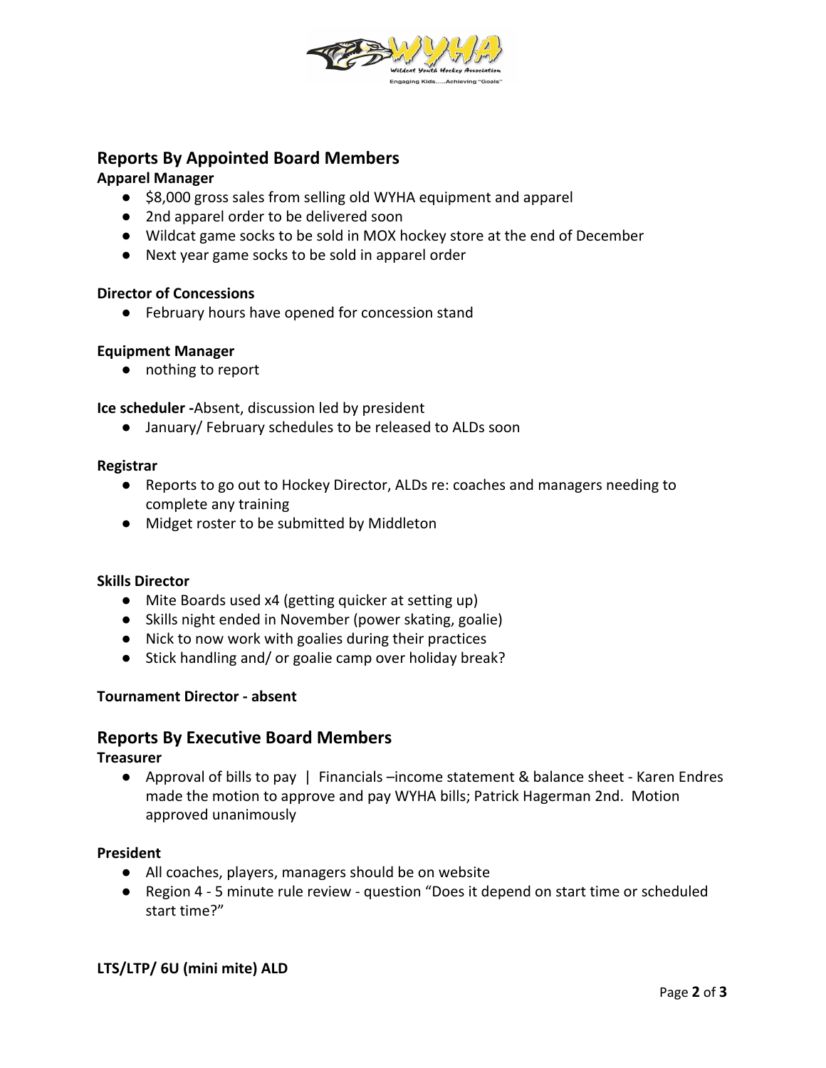## Reports By Appointed Board Members

**Apparel Manager**

- $8,000 gross sales from selling old WYHA equipment and apparel
- 2nd apparel order to be delivered soon
- Wildcat game socks to be sold in MOX hockey store at the end of December
- Next year game socks to be sold in apparel order

**Director of Concessions**

- February hours have opened for concession stand

**Equipment Manager**

- nothing to report

**Ice scheduler -**Absent, discussion led by president

- January/ February schedules to be released to ALDs soon

**Registrar**

- Reports to go out to Hockey Director, ALDs re: coaches and managers needing to complete any training
- Midget roster to be submitted by Middleton

**Skills Director**

- Mite Boards used x4 (getting quicker at setting up)
- Skills night ended in November (power skating, goalie)
- Nick to now work with goalies during their practices
- Stick handling and/ or goalie camp over holiday break?

**Tournament Director - absent**

## Reports By Executive Board Members

**Treasurer**

- Approval of bills to pay | Financials –income statement & balance sheet - Karen Endres made the motion to approve and pay WYHA bills; Patrick Hagerman 2nd. Motion approved unanimously

**President**

- All coaches, players, managers should be on website
- Region 4 - 5 minute rule review - question "Does it depend on start time or scheduled start time?"

**LTS/LTP/ 6U (mini mite) ALD**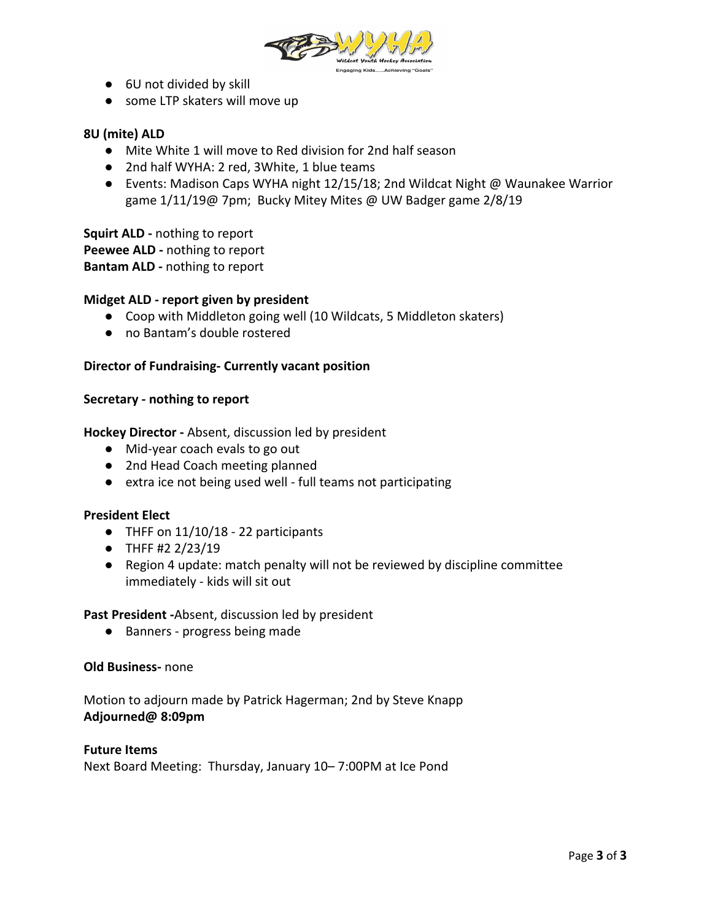- 6U not divided by skill
- some LTP skaters will move up

**8U (mite) ALD**

- Mite White 1 will move to Red division for 2nd half season
- 2nd half WYHA: 2 red, 3White, 1 blue teams
- Events: Madison Caps WYHA night 12/15/18; 2nd Wildcat Night @ Waunakee Warrior game 1/11/19@ 7pm; Bucky Mitey Mites @ UW Badger game 2/8/19

**Squirt ALD -** nothing to report
**Peewee ALD -** nothing to report
**Bantam ALD -** nothing to report

**Midget ALD - report given by president**

- Coop with Middleton going well (10 Wildcats, 5 Middleton skaters)
- no Bantam's double rostered

**Director of Fundraising- Currently vacant position**

**Secretary - nothing to report**

**Hockey Director -** Absent, discussion led by president

- Mid-year coach evals to go out
- 2nd Head Coach meeting planned
- extra ice not being used well - full teams not participating

**President Elect**

- THFF on 11/10/18 - 22 participants
- THFF #2 2/23/19
- Region 4 update: match penalty will not be reviewed by discipline committee immediately - kids will sit out

**Past President -**Absent, discussion led by president

- Banners - progress being made

**Old Business-** none

Motion to adjourn made by Patrick Hagerman; 2nd by Steve Knapp
**Adjourned@ 8:09pm**

**Future Items**
Next Board Meeting: Thursday, January 10– 7:00PM at Ice Pond